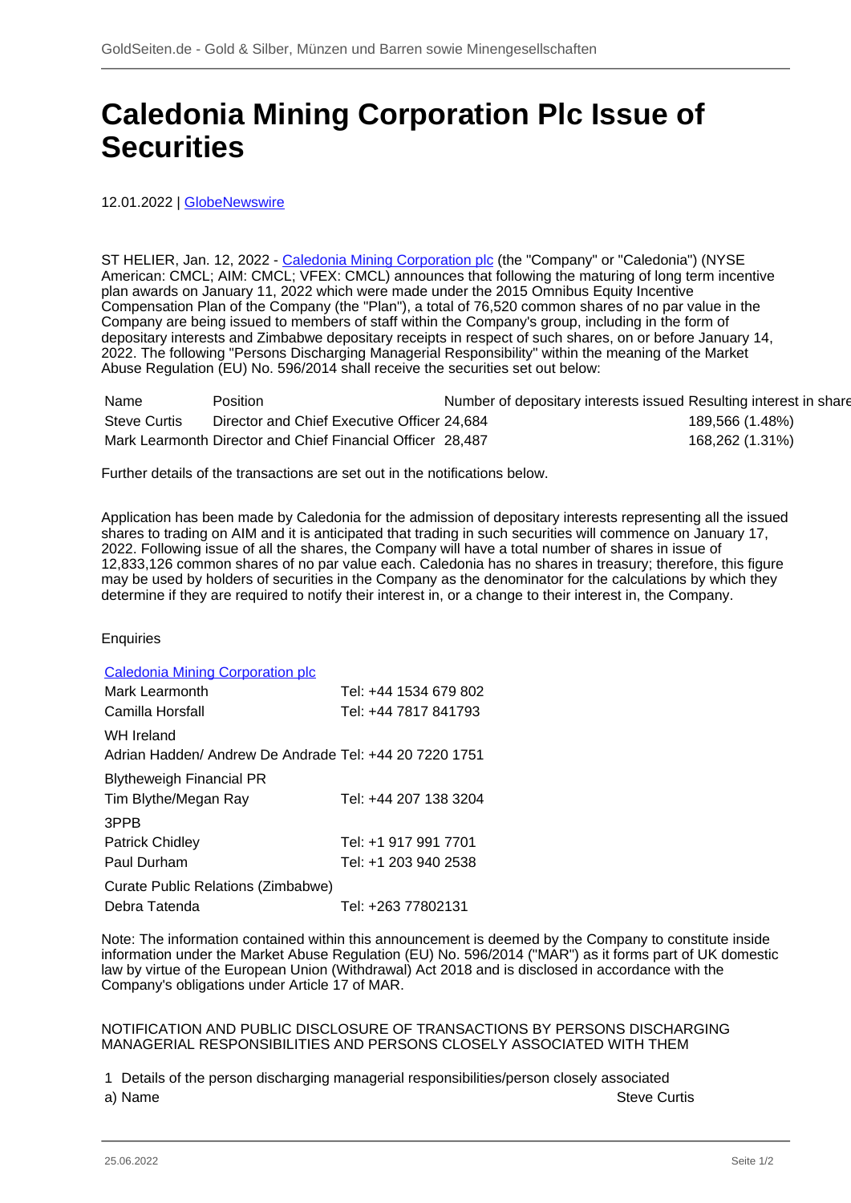# Caledonia Mining Corporation Plc Issue of Securities

12.01.2022 | GlobeNewswire

ST HELIER, Jan. 12, 2022 - Caledonia Mining Corporation plc (the "Company" or "Caledonia") (NYSE American: CMCL; AIM: CMCL; VFEX: CMCL) announces that following the maturing of long term incentive plan awards on January 11, 2022 which were made under the 2015 Omnibus Equity Incentive Compensation Plan of the Company (the "Plan"), a total of 76,520 common shares of no par value in the Company are being issued to members of staff within the Company's group, including in the form of depositary interests and Zimbabwe depositary receipts in respect of such shares, on or before January 14, 2022. The following "Persons Discharging Managerial Responsibility" within the meaning of the Market Abuse Regulation (EU) No. 596/2014 shall receive the securities set out below:

| Name | Position | Number of depositary interests issued | Resulting interest in share |
|---|---|---|---|
| Steve Curtis | Director and Chief Executive Officer | 24,684 | 189,566 (1.48%) |
| Mark Learmonth | Director and Chief Financial Officer | 28,487 | 168,262 (1.31%) |

Further details of the transactions are set out in the notifications below.

Application has been made by Caledonia for the admission of depositary interests representing all the issued shares to trading on AIM and it is anticipated that trading in such securities will commence on January 17, 2022. Following issue of all the shares, the Company will have a total number of shares in issue of 12,833,126 common shares of no par value each. Caledonia has no shares in treasury; therefore, this figure may be used by holders of securities in the Company as the denominator for the calculations by which they determine if they are required to notify their interest in, or a change to their interest in, the Company.

Enquiries

| Caledonia Mining Corporation plc | |
|---|---|
| Mark Learmonth | Tel: +44 1534 679 802 |
| Camilla Horsfall | Tel: +44 7817 841793 |
| WH Ireland | |
| Adrian Hadden/ Andrew De Andrade | Tel: +44 20 7220 1751 |
| Blytheweigh Financial PR | |
| Tim Blythe/Megan Ray | Tel: +44 207 138 3204 |
| 3PPB | |
| Patrick Chidley | Tel: +1 917 991 7701 |
| Paul Durham | Tel: +1 203 940 2538 |
| Curate Public Relations (Zimbabwe) | |
| Debra Tatenda | Tel: +263 77802131 |

Note: The information contained within this announcement is deemed by the Company to constitute inside information under the Market Abuse Regulation (EU) No. 596/2014 ("MAR") as it forms part of UK domestic law by virtue of the European Union (Withdrawal) Act 2018 and is disclosed in accordance with the Company's obligations under Article 17 of MAR.

NOTIFICATION AND PUBLIC DISCLOSURE OF TRANSACTIONS BY PERSONS DISCHARGING MANAGERIAL RESPONSIBILITIES AND PERSONS CLOSELY ASSOCIATED WITH THEM

| 1 | Details of the person discharging managerial responsibilities/person closely associated | |
|---|---|---|
| a) | Name | Steve Curtis |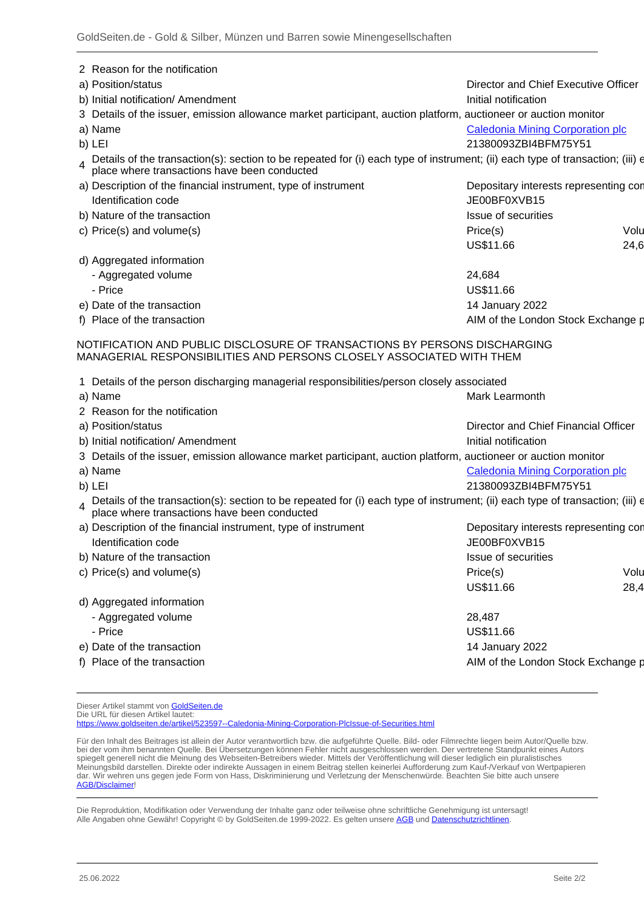| | | |
|---|---|---|
| 2 | Reason for the notification | |
| a) | Position/status | Director and Chief Executive Officer |
| b) | Initial notification/ Amendment | Initial notification |
| 3 | Details of the issuer, emission allowance market participant, auction platform, auctioneer or auction monitor | |
| a) | Name | Caledonia Mining Corporation plc |
| b) | LEI | 21380093ZBI4BFM75Y51 |
| 4 | Details of the transaction(s): section to be repeated for (i) each type of instrument; (ii) each type of transaction; (iii) e place where transactions have been conducted | |
| a) | Description of the financial instrument, type of instrument | Depositary interests representing con |
| | Identification code | JE00BF0XVB15 |
| b) | Nature of the transaction | Issue of securities |
| c) | Price(s) and volume(s) | Price(s) Volu |
| | | US$11.66 24,6 |
| d) | Aggregated information | |
| | - Aggregated volume | 24,684 |
| | - Price | US$11.66 |
| e) | Date of the transaction | 14 January 2022 |
| f) | Place of the transaction | AIM of the London Stock Exchange p |

NOTIFICATION AND PUBLIC DISCLOSURE OF TRANSACTIONS BY PERSONS DISCHARGING MANAGERIAL RESPONSIBILITIES AND PERSONS CLOSELY ASSOCIATED WITH THEM

| | | |
|---|---|---|
| 1 | Details of the person discharging managerial responsibilities/person closely associated | |
| a) | Name | Mark Learmonth |
| 2 | Reason for the notification | |
| a) | Position/status | Director and Chief Financial Officer |
| b) | Initial notification/ Amendment | Initial notification |
| 3 | Details of the issuer, emission allowance market participant, auction platform, auctioneer or auction monitor | |
| a) | Name | Caledonia Mining Corporation plc |
| b) | LEI | 21380093ZBI4BFM75Y51 |
| 4 | Details of the transaction(s): section to be repeated for (i) each type of instrument; (ii) each type of transaction; (iii) e place where transactions have been conducted | |
| a) | Description of the financial instrument, type of instrument | Depositary interests representing con |
| | Identification code | JE00BF0XVB15 |
| b) | Nature of the transaction | Issue of securities |
| c) | Price(s) and volume(s) | Price(s) Volu |
| | | US$11.66 28,4 |
| d) | Aggregated information | |
| | - Aggregated volume | 28,487 |
| | - Price | US$11.66 |
| e) | Date of the transaction | 14 January 2022 |
| f) | Place of the transaction | AIM of the London Stock Exchange p |

Dieser Artikel stammt von GoldSeiten.de
Die URL für diesen Artikel lautet:
https://www.goldseiten.de/artikel/523597--Caledonia-Mining-Corporation-PlcIssue-of-Securities.html

Für den Inhalt des Beitrages ist allein der Autor verantwortlich bzw. die aufgeführte Quelle. Bild- oder Filmrechte liegen beim Autor/Quelle bzw. bei der vom ihm benannten Quelle. Bei Übersetzungen können Fehler nicht ausgeschlossen werden. Der vertretene Standpunkt eines Autors spiegelt generell nicht die Meinung des Webseiten-Betreibers wieder. Mittels der Veröffentlichung will dieser lediglich ein pluralistisches Meinungsbild darstellen. Direkte oder indirekte Aussagen in einem Beitrag stellen keinerlei Aufforderung zum Kauf-/Verkauf von Wertpapieren dar. Wir wehren uns gegen jede Form von Hass, Diskriminierung und Verletzung der Menschenwürde. Beachten Sie bitte auch unsere AGB/Disclaimer!

Die Reproduktion, Modifikation oder Verwendung der Inhalte ganz oder teilweise ohne schriftliche Genehmigung ist untersagt!
Alle Angaben ohne Gewähr! Copyright © by GoldSeiten.de 1999-2022. Es gelten unsere AGB und Datenschutzrichtlinen.